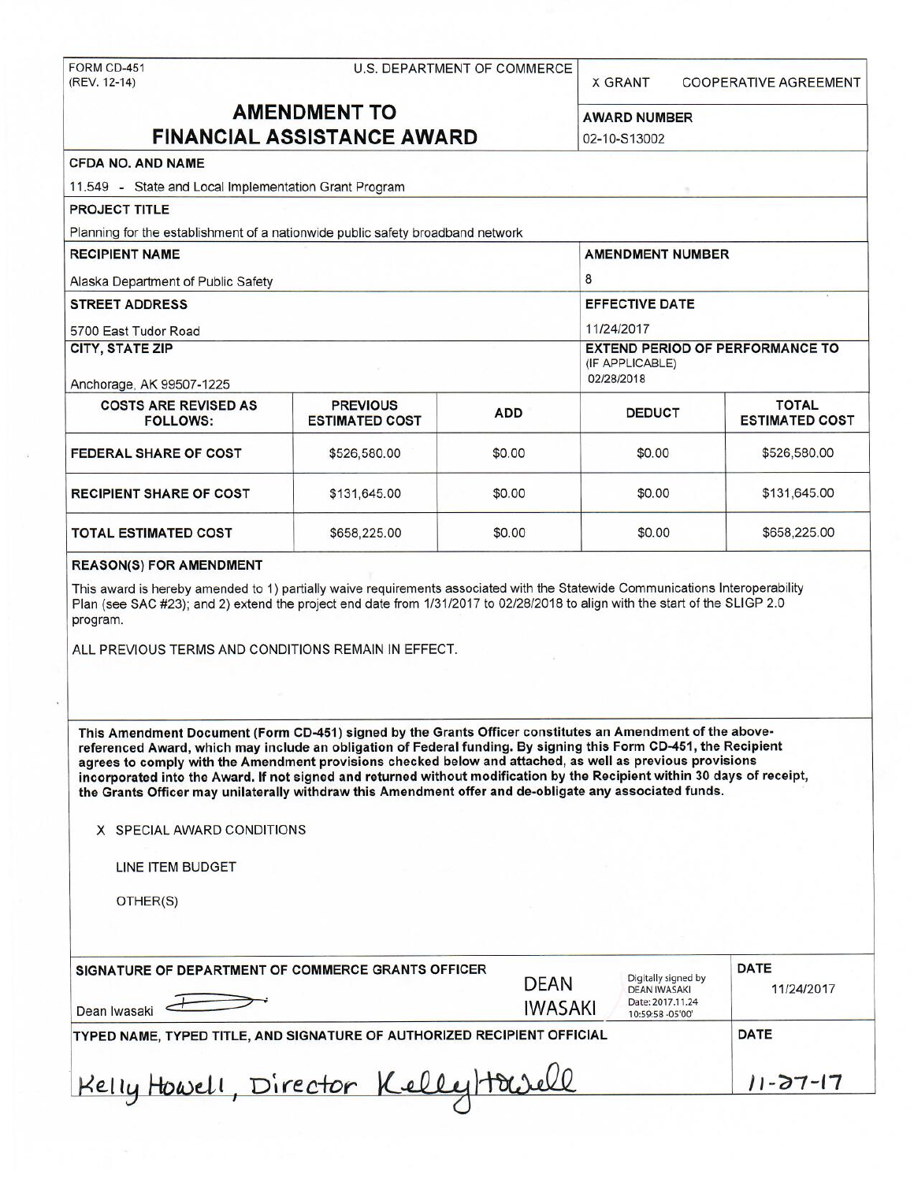FORM CD-451
(REV. 12-14)

U.S. DEPARTMENT OF COMMERCE

X GRANT    COOPERATIVE AGREEMENT

# AMENDMENT TO FINANCIAL ASSISTANCE AWARD

**AWARD NUMBER**
02-10-S13002

**CFDA NO. AND NAME**
11.549 - State and Local Implementation Grant Program

**PROJECT TITLE**
Planning for the establishment of a nationwide public safety broadband network

**RECIPIENT NAME**
Alaska Department of Public Safety

**AMENDMENT NUMBER**
8

**STREET ADDRESS**
5700 East Tudor Road

**EFFECTIVE DATE**
11/24/2017

**CITY, STATE ZIP**
Anchorage, AK 99507-1225

**EXTEND PERIOD OF PERFORMANCE TO (IF APPLICABLE)**
02/28/2018

| COSTS ARE REVISED AS FOLLOWS: | PREVIOUS ESTIMATED COST | ADD | DEDUCT | TOTAL ESTIMATED COST |
|---|---|---|---|---|
| FEDERAL SHARE OF COST | $526,580.00 | $0.00 | $0.00 | $526,580.00 |
| RECIPIENT SHARE OF COST | $131,645.00 | $0.00 | $0.00 | $131,645.00 |
| TOTAL ESTIMATED COST | $658,225.00 | $0.00 | $0.00 | $658,225.00 |

**REASON(S) FOR AMENDMENT**

This award is hereby amended to 1) partially waive requirements associated with the Statewide Communications Interoperability Plan (see SAC #23); and 2) extend the project end date from 1/31/2017 to 02/28/2018 to align with the start of the SLIGP 2.0 program.

ALL PREVIOUS TERMS AND CONDITIONS REMAIN IN EFFECT.

**This Amendment Document (Form CD-451) signed by the Grants Officer constitutes an Amendment of the above-referenced Award, which may include an obligation of Federal funding. By signing this Form CD-451, the Recipient agrees to comply with the Amendment provisions checked below and attached, as well as previous provisions incorporated into the Award. If not signed and returned without modification by the Recipient within 30 days of receipt, the Grants Officer may unilaterally withdraw this Amendment offer and de-obligate any associated funds.**

X SPECIAL AWARD CONDITIONS

LINE ITEM BUDGET

OTHER(S)

**SIGNATURE OF DEPARTMENT OF COMMERCE GRANTS OFFICER**
Dean Iwasaki
DEAN IWASAKI — Digitally signed by DEAN IWASAKI Date: 2017.11.24 10:59:58 -05'00'

**DATE**
11/24/2017

**TYPED NAME, TYPED TITLE, AND SIGNATURE OF AUTHORIZED RECIPIENT OFFICIAL**
Kelly Howell, Director Kelly Howell

**DATE**
11-27-17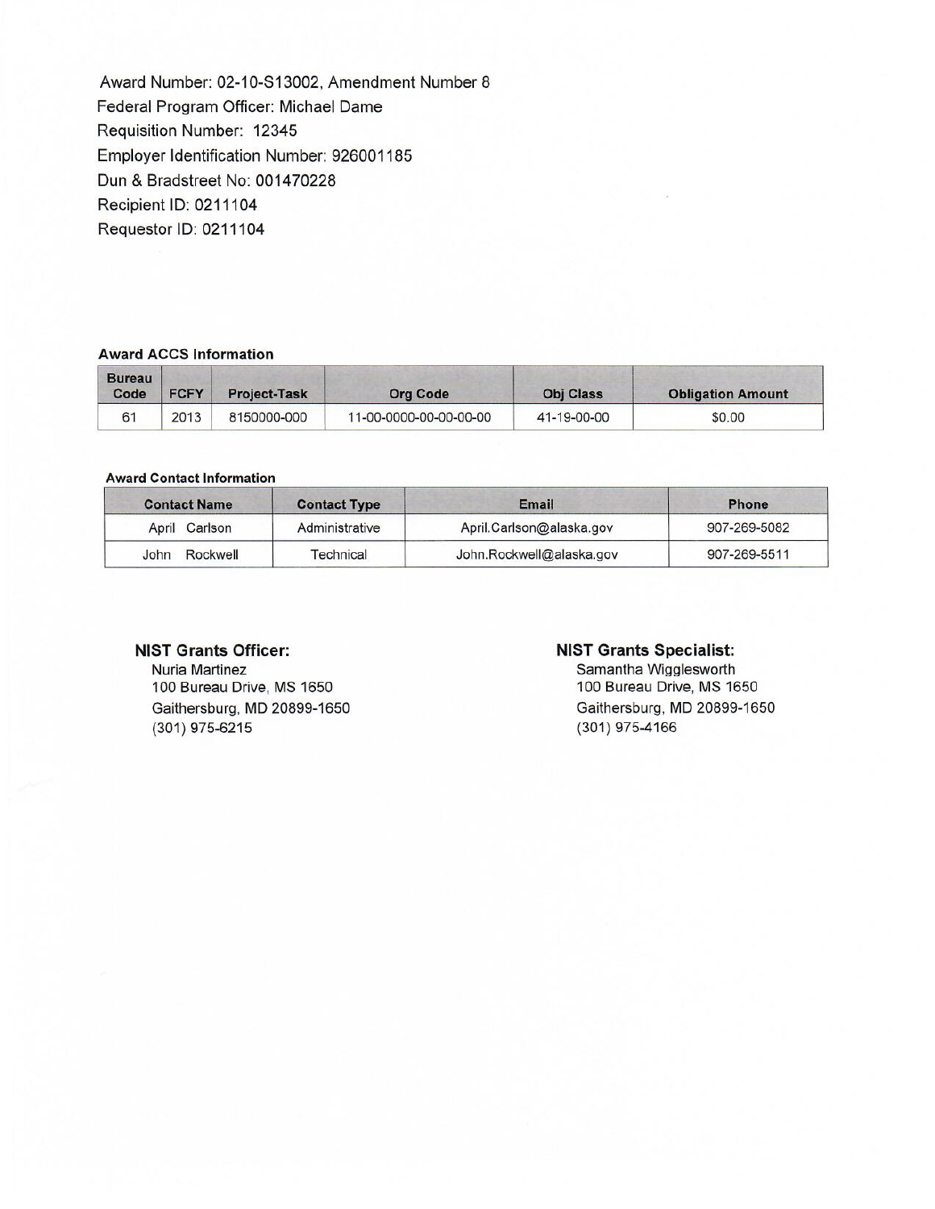Award Number: 02-10-S13002, Amendment Number 8
Federal Program Officer: Michael Dame
Requisition Number: 12345
Employer Identification Number: 926001185
Dun & Bradstreet No: 001470228
Recipient ID: 0211104
Requestor ID: 0211104

**Award ACCS Information**

| Bureau Code | FCFY | Project-Task | Org Code | Obj Class | Obligation Amount |
|---|---|---|---|---|---|
| 61 | 2013 | 8150000-000 | 11-00-0000-00-00-00-00 | 41-19-00-00 | $0.00 |

**Award Contact Information**

| Contact Name | Contact Type | Email | Phone |
|---|---|---|---|
| April Carlson | Administrative | April.Carlson@alaska.gov | 907-269-5082 |
| John Rockwell | Technical | John.Rockwell@alaska.gov | 907-269-5511 |

**NIST Grants Officer:**
Nuria Martinez
100 Bureau Drive, MS 1650
Gaithersburg, MD 20899-1650
(301) 975-6215

**NIST Grants Specialist:**
Samantha Wigglesworth
100 Bureau Drive, MS 1650
Gaithersburg, MD 20899-1650
(301) 975-4166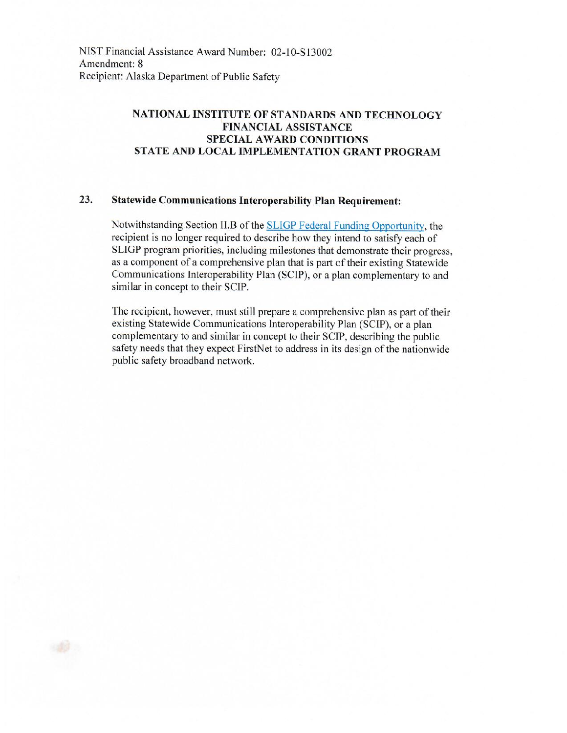NIST Financial Assistance Award Number: 02-10-S13002
Amendment: 8
Recipient: Alaska Department of Public Safety

## NATIONAL INSTITUTE OF STANDARDS AND TECHNOLOGY FINANCIAL ASSISTANCE SPECIAL AWARD CONDITIONS STATE AND LOCAL IMPLEMENTATION GRANT PROGRAM

### 23. Statewide Communications Interoperability Plan Requirement:

Notwithstanding Section II.B of the SLIGP Federal Funding Opportunity, the recipient is no longer required to describe how they intend to satisfy each of SLIGP program priorities, including milestones that demonstrate their progress, as a component of a comprehensive plan that is part of their existing Statewide Communications Interoperability Plan (SCIP), or a plan complementary to and similar in concept to their SCIP.

The recipient, however, must still prepare a comprehensive plan as part of their existing Statewide Communications Interoperability Plan (SCIP), or a plan complementary to and similar in concept to their SCIP, describing the public safety needs that they expect FirstNet to address in its design of the nationwide public safety broadband network.